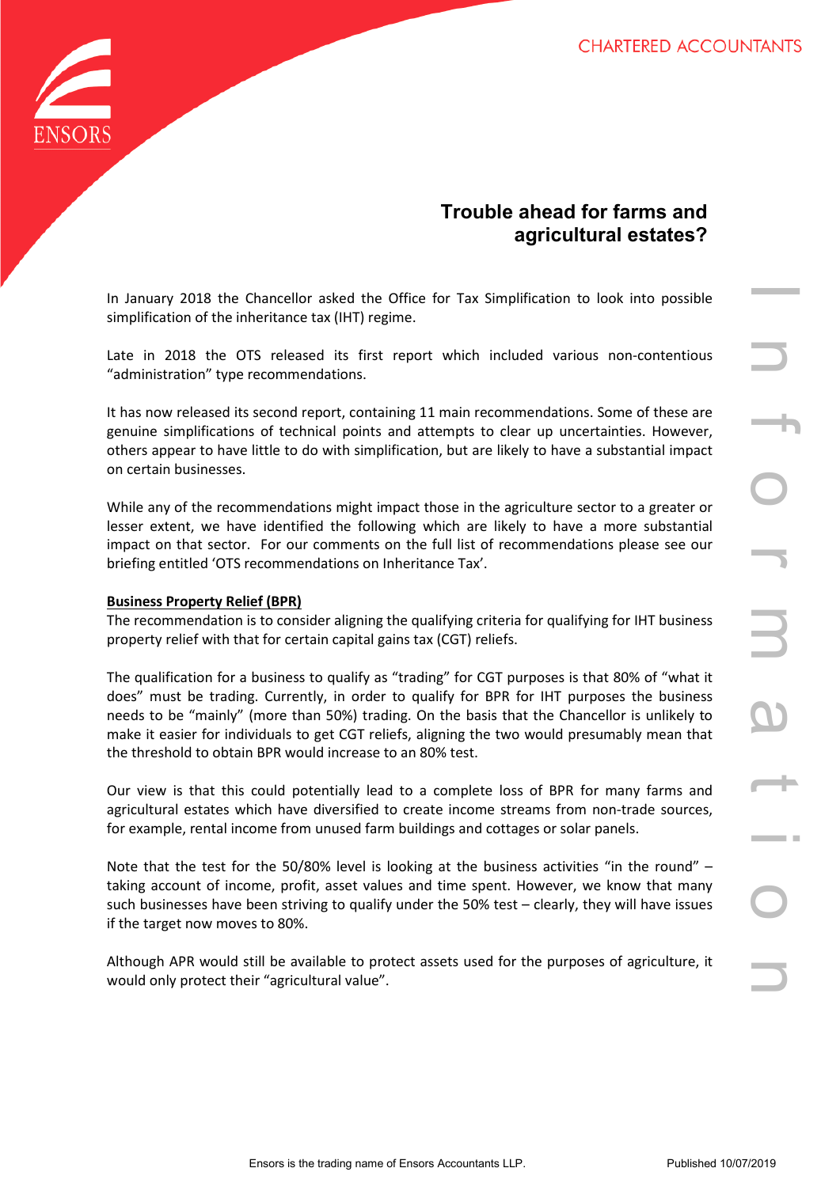# Trouble ahead for farms and agricultural estates?

In January 2018 the Chancellor asked the Office for Tax Simplification to look into possible simplification of the inheritance tax (IHT) regime.

Late in 2018 the OTS released its first report which included various non-contentious "administration" type recommendations.

It has now released its second report, containing 11 main recommendations. Some of these are genuine simplifications of technical points and attempts to clear up uncertainties. However, others appear to have little to do with simplification, but are likely to have a substantial impact on certain businesses.

While any of the recommendations might impact those in the agriculture sector to a greater or lesser extent, we have identified the following which are likely to have a more substantial impact on that sector. For our comments on the full list of recommendations please see our briefing entitled 'OTS recommendations on Inheritance Tax'.

**Business Property Relief (BPR)**

The recommendation is to consider aligning the qualifying criteria for qualifying for IHT business property relief with that for certain capital gains tax (CGT) reliefs.

The qualification for a business to qualify as "trading" for CGT purposes is that 80% of "what it does" must be trading. Currently, in order to qualify for BPR for IHT purposes the business needs to be "mainly" (more than 50%) trading. On the basis that the Chancellor is unlikely to make it easier for individuals to get CGT reliefs, aligning the two would presumably mean that the threshold to obtain BPR would increase to an 80% test.

Our view is that this could potentially lead to a complete loss of BPR for many farms and agricultural estates which have diversified to create income streams from non-trade sources, for example, rental income from unused farm buildings and cottages or solar panels.

Note that the test for the 50/80% level is looking at the business activities "in the round" – taking account of income, profit, asset values and time spent. However, we know that many such businesses have been striving to qualify under the 50% test – clearly, they will have issues if the target now moves to 80%.

Although APR would still be available to protect assets used for the purposes of agriculture, it would only protect their "agricultural value".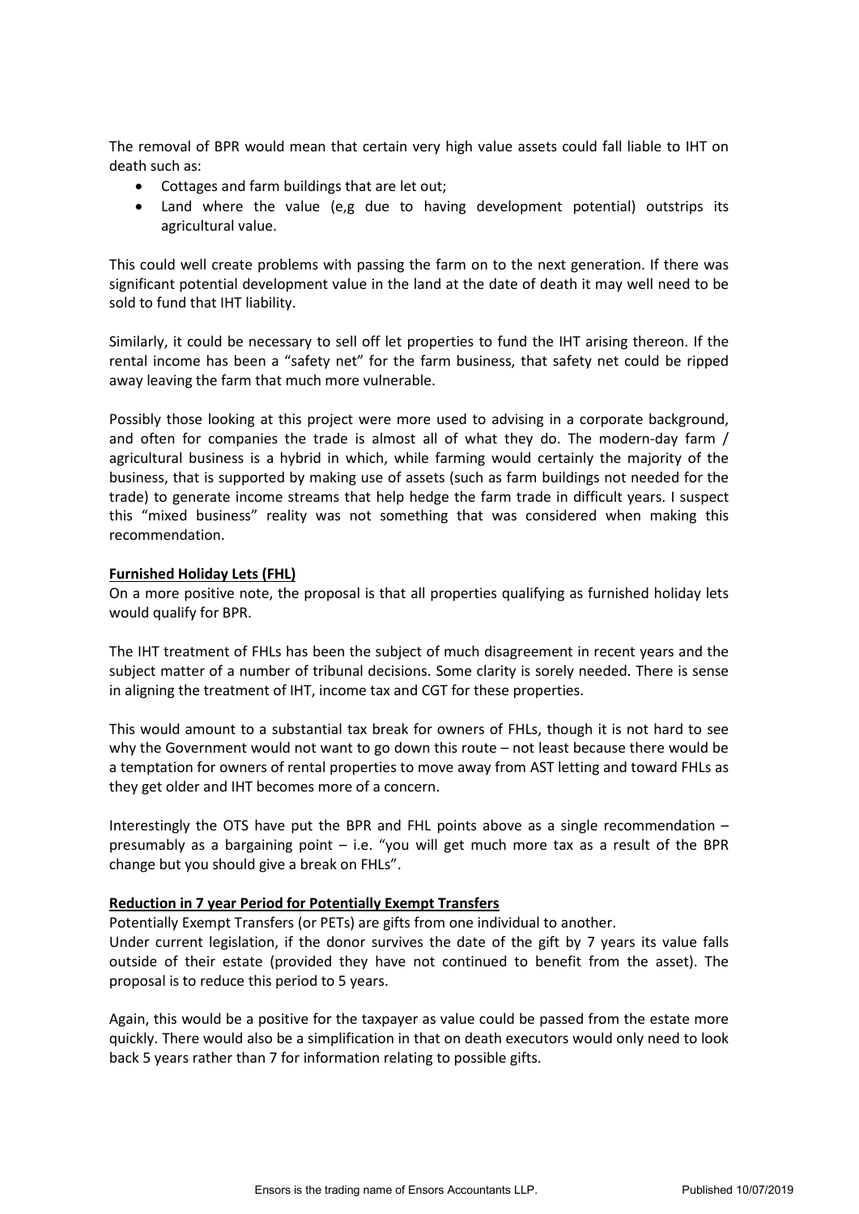The removal of BPR would mean that certain very high value assets could fall liable to IHT on death such as:

- Cottages and farm buildings that are let out;
- Land where the value (e,g due to having development potential) outstrips its agricultural value.

This could well create problems with passing the farm on to the next generation. If there was significant potential development value in the land at the date of death it may well need to be sold to fund that IHT liability.

Similarly, it could be necessary to sell off let properties to fund the IHT arising thereon. If the rental income has been a "safety net" for the farm business, that safety net could be ripped away leaving the farm that much more vulnerable.

Possibly those looking at this project were more used to advising in a corporate background, and often for companies the trade is almost all of what they do. The modern-day farm / agricultural business is a hybrid in which, while farming would certainly the majority of the business, that is supported by making use of assets (such as farm buildings not needed for the trade) to generate income streams that help hedge the farm trade in difficult years. I suspect this "mixed business" reality was not something that was considered when making this recommendation.

**Furnished Holiday Lets (FHL)**

On a more positive note, the proposal is that all properties qualifying as furnished holiday lets would qualify for BPR.

The IHT treatment of FHLs has been the subject of much disagreement in recent years and the subject matter of a number of tribunal decisions. Some clarity is sorely needed. There is sense in aligning the treatment of IHT, income tax and CGT for these properties.

This would amount to a substantial tax break for owners of FHLs, though it is not hard to see why the Government would not want to go down this route – not least because there would be a temptation for owners of rental properties to move away from AST letting and toward FHLs as they get older and IHT becomes more of a concern.

Interestingly the OTS have put the BPR and FHL points above as a single recommendation – presumably as a bargaining point – i.e. "you will get much more tax as a result of the BPR change but you should give a break on FHLs".

**Reduction in 7 year Period for Potentially Exempt Transfers**

Potentially Exempt Transfers (or PETs) are gifts from one individual to another.
Under current legislation, if the donor survives the date of the gift by 7 years its value falls outside of their estate (provided they have not continued to benefit from the asset). The proposal is to reduce this period to 5 years.

Again, this would be a positive for the taxpayer as value could be passed from the estate more quickly. There would also be a simplification in that on death executors would only need to look back 5 years rather than 7 for information relating to possible gifts.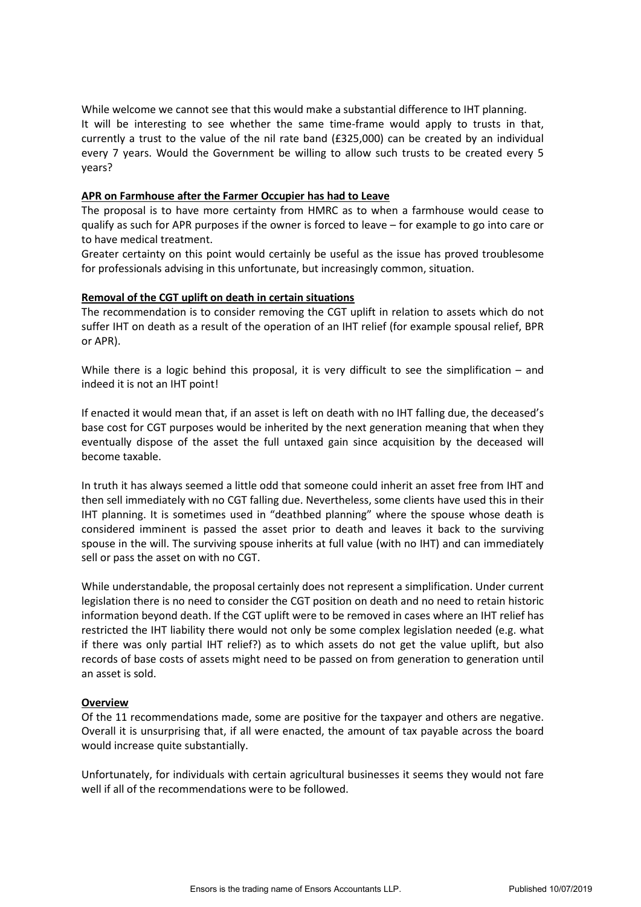While welcome we cannot see that this would make a substantial difference to IHT planning.
It will be interesting to see whether the same time-frame would apply to trusts in that, currently a trust to the value of the nil rate band (£325,000) can be created by an individual every 7 years. Would the Government be willing to allow such trusts to be created every 5 years?

**APR on Farmhouse after the Farmer Occupier has had to Leave**

The proposal is to have more certainty from HMRC as to when a farmhouse would cease to qualify as such for APR purposes if the owner is forced to leave – for example to go into care or to have medical treatment.

Greater certainty on this point would certainly be useful as the issue has proved troublesome for professionals advising in this unfortunate, but increasingly common, situation.

**Removal of the CGT uplift on death in certain situations**

The recommendation is to consider removing the CGT uplift in relation to assets which do not suffer IHT on death as a result of the operation of an IHT relief (for example spousal relief, BPR or APR).

While there is a logic behind this proposal, it is very difficult to see the simplification – and indeed it is not an IHT point!

If enacted it would mean that, if an asset is left on death with no IHT falling due, the deceased's base cost for CGT purposes would be inherited by the next generation meaning that when they eventually dispose of the asset the full untaxed gain since acquisition by the deceased will become taxable.

In truth it has always seemed a little odd that someone could inherit an asset free from IHT and then sell immediately with no CGT falling due. Nevertheless, some clients have used this in their IHT planning. It is sometimes used in "deathbed planning" where the spouse whose death is considered imminent is passed the asset prior to death and leaves it back to the surviving spouse in the will. The surviving spouse inherits at full value (with no IHT) and can immediately sell or pass the asset on with no CGT.

While understandable, the proposal certainly does not represent a simplification. Under current legislation there is no need to consider the CGT position on death and no need to retain historic information beyond death. If the CGT uplift were to be removed in cases where an IHT relief has restricted the IHT liability there would not only be some complex legislation needed (e.g. what if there was only partial IHT relief?) as to which assets do not get the value uplift, but also records of base costs of assets might need to be passed on from generation to generation until an asset is sold.

**Overview**

Of the 11 recommendations made, some are positive for the taxpayer and others are negative. Overall it is unsurprising that, if all were enacted, the amount of tax payable across the board would increase quite substantially.

Unfortunately, for individuals with certain agricultural businesses it seems they would not fare well if all of the recommendations were to be followed.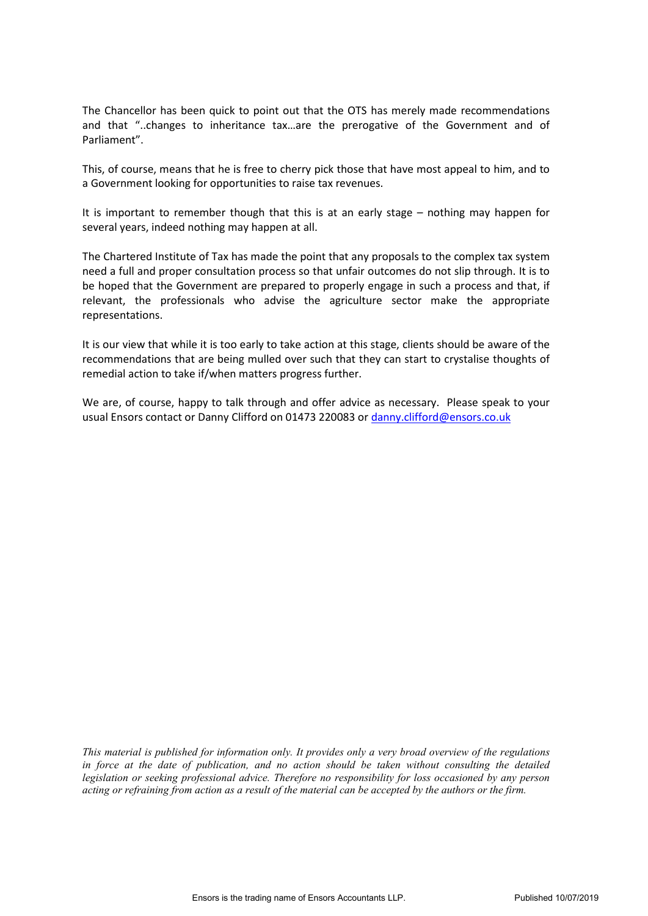The Chancellor has been quick to point out that the OTS has merely made recommendations and that "..changes to inheritance tax…are the prerogative of the Government and of Parliament".

This, of course, means that he is free to cherry pick those that have most appeal to him, and to a Government looking for opportunities to raise tax revenues.

It is important to remember though that this is at an early stage – nothing may happen for several years, indeed nothing may happen at all.

The Chartered Institute of Tax has made the point that any proposals to the complex tax system need a full and proper consultation process so that unfair outcomes do not slip through. It is to be hoped that the Government are prepared to properly engage in such a process and that, if relevant, the professionals who advise the agriculture sector make the appropriate representations.

It is our view that while it is too early to take action at this stage, clients should be aware of the recommendations that are being mulled over such that they can start to crystalise thoughts of remedial action to take if/when matters progress further.

We are, of course, happy to talk through and offer advice as necessary. Please speak to your usual Ensors contact or Danny Clifford on 01473 220083 or [danny.clifford@ensors.co.uk](mailto:danny.clifford@ensors.co.uk)

*This material is published for information only. It provides only a very broad overview of the regulations in force at the date of publication, and no action should be taken without consulting the detailed legislation or seeking professional advice. Therefore no responsibility for loss occasioned by any person acting or refraining from action as a result of the material can be accepted by the authors or the firm.*

Ensors is the trading name of Ensors Accountants LLP.

Published 10/07/2019